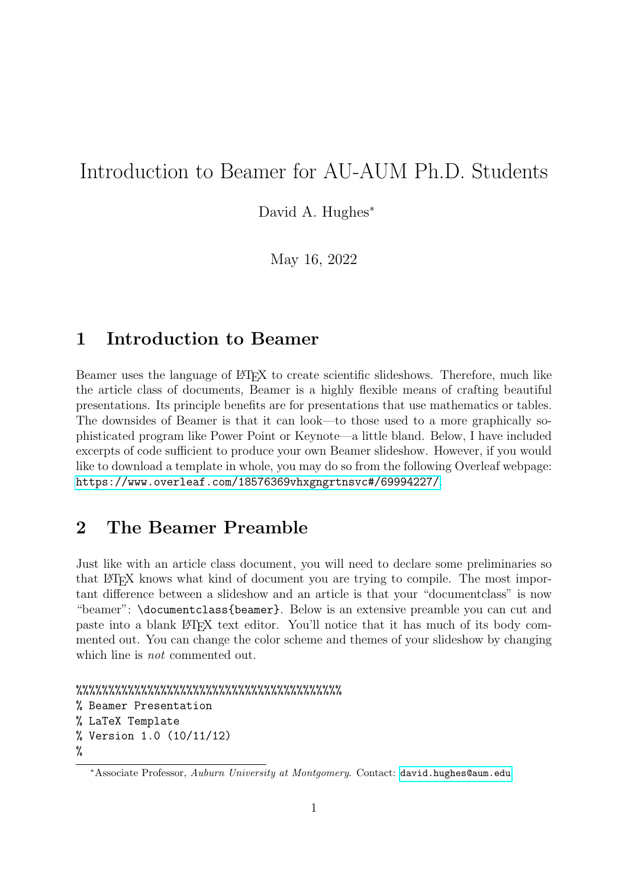# Introduction to Beamer for AU-AUM Ph.D. Students

David A. Hughes*

May 16, 2022

## 1 Introduction to Beamer

Beamer uses the language of LaTeX to create scientific slideshows. Therefore, much like the article class of documents, Beamer is a highly flexible means of crafting beautiful presentations. Its principle benefits are for presentations that use mathematics or tables. The downsides of Beamer is that it can look—to those used to a more graphically sophisticated program like Power Point or Keynote—a little bland. Below, I have included excerpts of code sufficient to produce your own Beamer slideshow. However, if you would like to download a template in whole, you may do so from the following Overleaf webpage: https://www.overleaf.com/18576369vhxgngrtnsvc#/69994227/.

## 2 The Beamer Preamble

Just like with an article class document, you will need to declare some preliminaries so that LaTeX knows what kind of document you are trying to compile. The most important difference between a slideshow and an article is that your "documentclass" is now "beamer": `\documentclass{beamer}`. Below is an extensive preamble you can cut and paste into a blank LaTeX text editor. You'll notice that it has much of its body commented out. You can change the color scheme and themes of your slideshow by changing which line is *not* commented out.

```
%%%%%%%%%%%%%%%%%%%%%%%%%%%%%%%%%%%%%%%%%
% Beamer Presentation
% LaTeX Template
% Version 1.0 (10/11/12)
%
```

*Associate Professor, *Auburn University at Montgomery*. Contact: david.hughes@aum.edu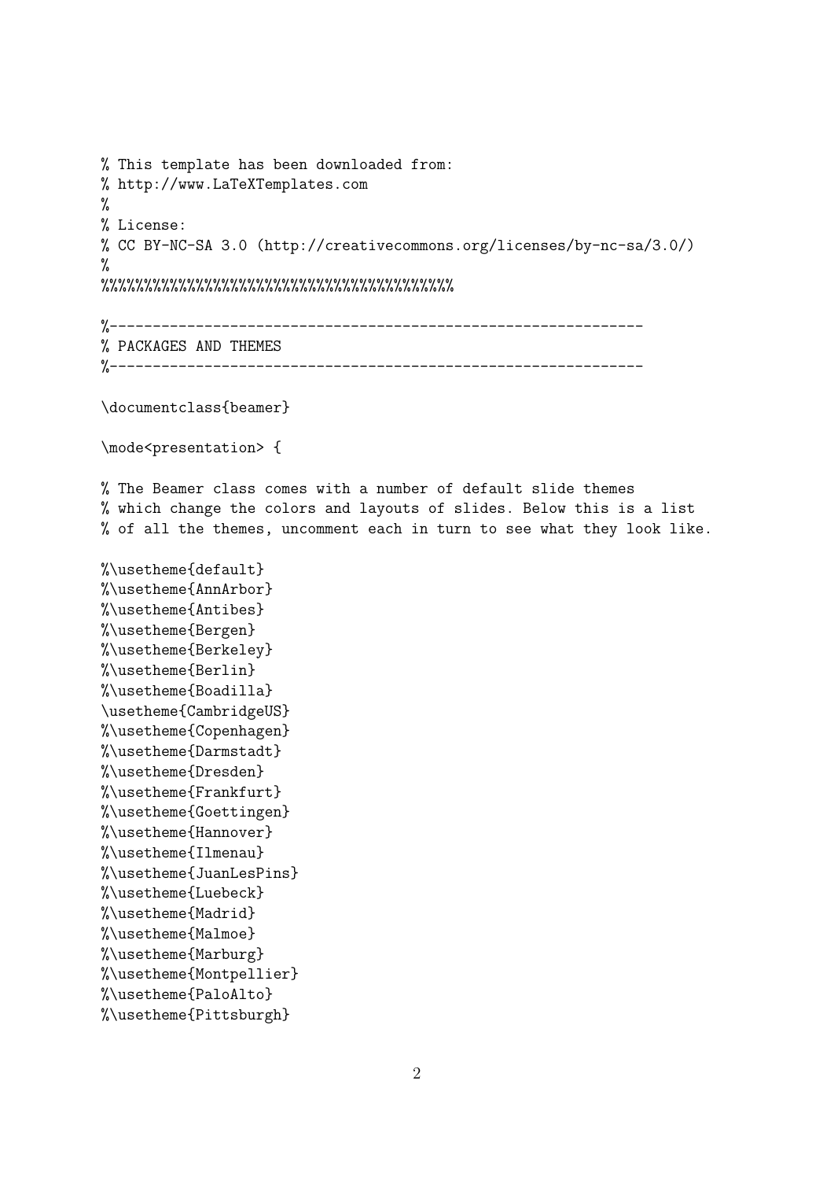```
% This template has been downloaded from:
% http://www.LaTeXTemplates.com
%
% License:
% CC BY-NC-SA 3.0 (http://creativecommons.org/licenses/by-nc-sa/3.0/)
%
%%%%%%%%%%%%%%%%%%%%%%%%%%%%%%%%%%%%%%%%%

%----------------------------------------------------------------
% PACKAGES AND THEMES
%----------------------------------------------------------------

\documentclass{beamer}

\mode<presentation> {

% The Beamer class comes with a number of default slide themes
% which change the colors and layouts of slides. Below this is a list
% of all the themes, uncomment each in turn to see what they look like.

%\usetheme{default}
%\usetheme{AnnArbor}
%\usetheme{Antibes}
%\usetheme{Bergen}
%\usetheme{Berkeley}
%\usetheme{Berlin}
%\usetheme{Boadilla}
\usetheme{CambridgeUS}
%\usetheme{Copenhagen}
%\usetheme{Darmstadt}
%\usetheme{Dresden}
%\usetheme{Frankfurt}
%\usetheme{Goettingen}
%\usetheme{Hannover}
%\usetheme{Ilmenau}
%\usetheme{JuanLesPins}
%\usetheme{Luebeck}
%\usetheme{Madrid}
%\usetheme{Malmoe}
%\usetheme{Marburg}
%\usetheme{Montpellier}
%\usetheme{PaloAlto}
%\usetheme{Pittsburgh}
```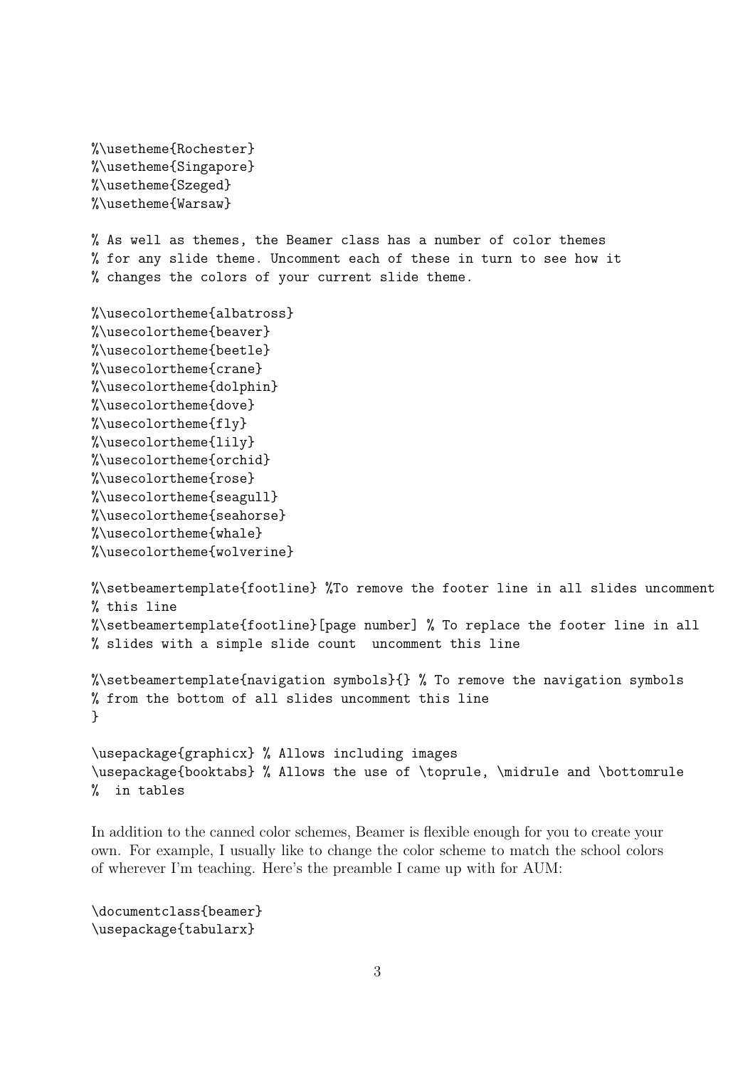```
%\usetheme{Rochester}
%\usetheme{Singapore}
%\usetheme{Szeged}
%\usetheme{Warsaw}

% As well as themes, the Beamer class has a number of color themes
% for any slide theme. Uncomment each of these in turn to see how it
% changes the colors of your current slide theme.

%\usecolortheme{albatross}
%\usecolortheme{beaver}
%\usecolortheme{beetle}
%\usecolortheme{crane}
%\usecolortheme{dolphin}
%\usecolortheme{dove}
%\usecolortheme{fly}
%\usecolortheme{lily}
%\usecolortheme{orchid}
%\usecolortheme{rose}
%\usecolortheme{seagull}
%\usecolortheme{seahorse}
%\usecolortheme{whale}
%\usecolortheme{wolverine}

%\setbeamertemplate{footline} %To remove the footer line in all slides uncomment
% this line
%\setbeamertemplate{footline}[page number] % To replace the footer line in all
% slides with a simple slide count  uncomment this line

%\setbeamertemplate{navigation symbols}{} % To remove the navigation symbols
% from the bottom of all slides uncomment this line
}

\usepackage{graphicx} % Allows including images
\usepackage{booktabs} % Allows the use of \toprule, \midrule and \bottomrule
%  in tables
```

In addition to the canned color schemes, Beamer is flexible enough for you to create your own. For example, I usually like to change the color scheme to match the school colors of wherever I'm teaching. Here's the preamble I came up with for AUM:

```
\documentclass{beamer}
\usepackage{tabularx}
```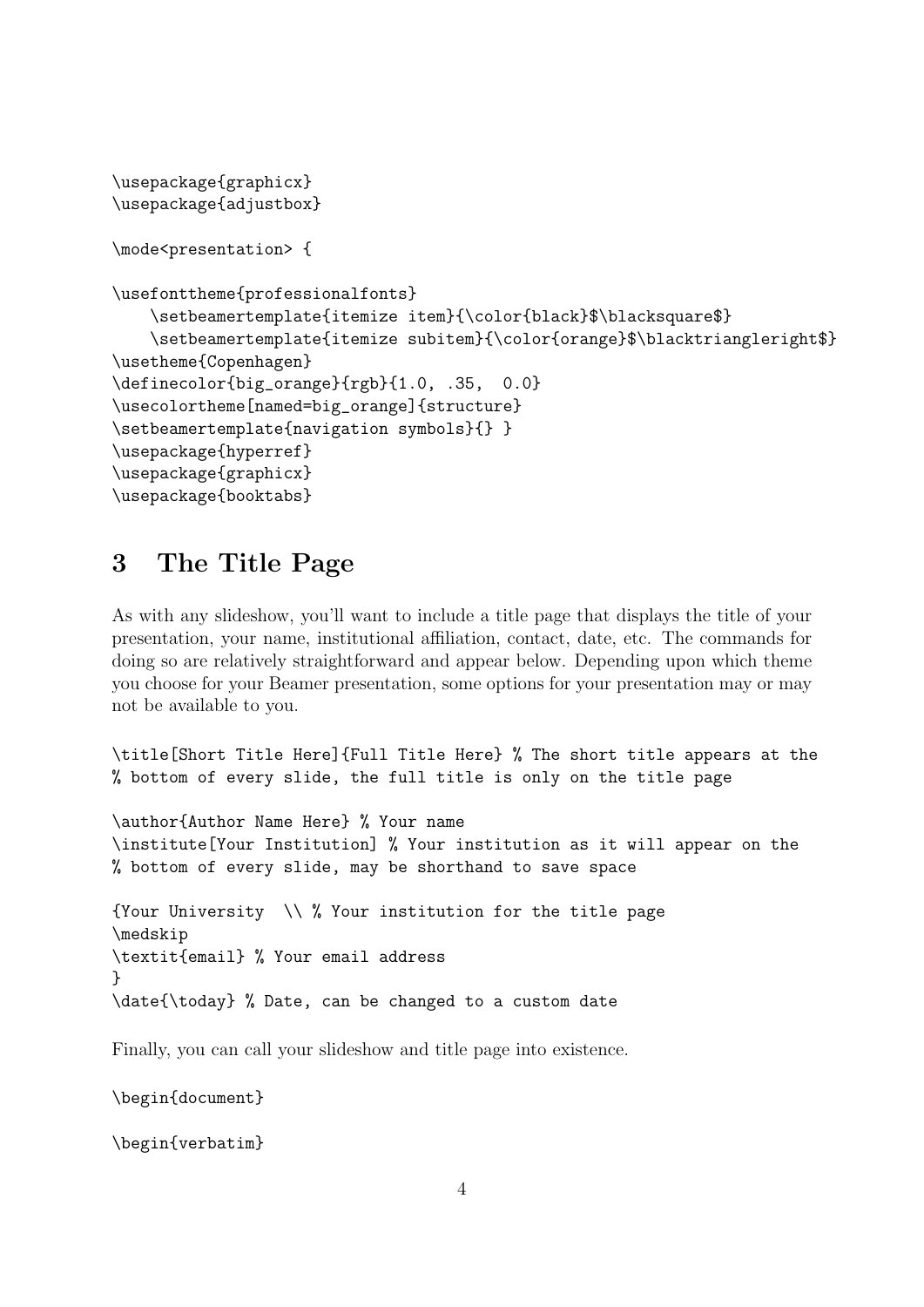```
\usepackage{graphicx}
\usepackage{adjustbox}

\mode<presentation> {

\usefonttheme{professionalfonts}
    \setbeamertemplate{itemize item}{\color{black}$\blacksquare$}
    \setbeamertemplate{itemize subitem}{\color{orange}$\blacktriangleright$}
\usetheme{Copenhagen}
\definecolor{big_orange}{rgb}{1.0, .35,  0.0}
\usecolortheme[named=big_orange]{structure}
\setbeamertemplate{navigation symbols}{} }
\usepackage{hyperref}
\usepackage{graphicx}
\usepackage{booktabs}
```

## 3 The Title Page

As with any slideshow, you'll want to include a title page that displays the title of your presentation, your name, institutional affiliation, contact, date, etc. The commands for doing so are relatively straightforward and appear below. Depending upon which theme you choose for your Beamer presentation, some options for your presentation may or may not be available to you.

```
\title[Short Title Here]{Full Title Here} % The short title appears at the
% bottom of every slide, the full title is only on the title page

\author{Author Name Here} % Your name
\institute[Your Institution] % Your institution as it will appear on the
% bottom of every slide, may be shorthand to save space

{Your University  \\ % Your institution for the title page
\medskip
\textit{email} % Your email address
}
\date{\today} % Date, can be changed to a custom date
```

Finally, you can call your slideshow and title page into existence.

```
\begin{document}

\begin{verbatim}
```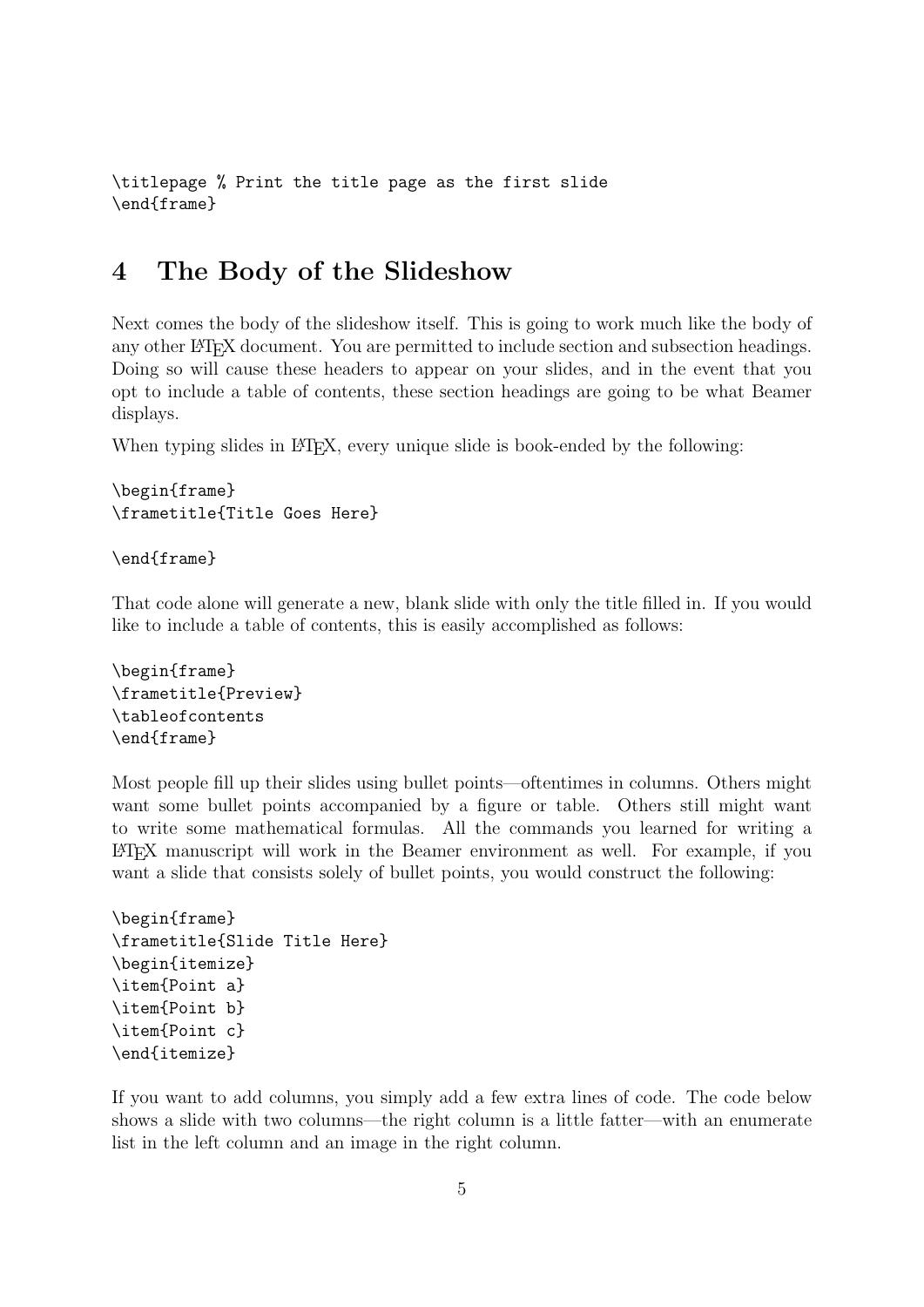```
\titlepage % Print the title page as the first slide
\end{frame}
```

## 4 The Body of the Slideshow

Next comes the body of the slideshow itself. This is going to work much like the body of any other LaTeX document. You are permitted to include section and subsection headings. Doing so will cause these headers to appear on your slides, and in the event that you opt to include a table of contents, these section headings are going to be what Beamer displays.

When typing slides in LaTeX, every unique slide is book-ended by the following:

```
\begin{frame}
\frametitle{Title Goes Here}

\end{frame}
```

That code alone will generate a new, blank slide with only the title filled in. If you would like to include a table of contents, this is easily accomplished as follows:

```
\begin{frame}
\frametitle{Preview}
\tableofcontents
\end{frame}
```

Most people fill up their slides using bullet points—oftentimes in columns. Others might want some bullet points accompanied by a figure or table. Others still might want to write some mathematical formulas. All the commands you learned for writing a LaTeX manuscript will work in the Beamer environment as well. For example, if you want a slide that consists solely of bullet points, you would construct the following:

```
\begin{frame}
\frametitle{Slide Title Here}
\begin{itemize}
\item{Point a}
\item{Point b}
\item{Point c}
\end{itemize}
```

If you want to add columns, you simply add a few extra lines of code. The code below shows a slide with two columns—the right column is a little fatter—with an enumerate list in the left column and an image in the right column.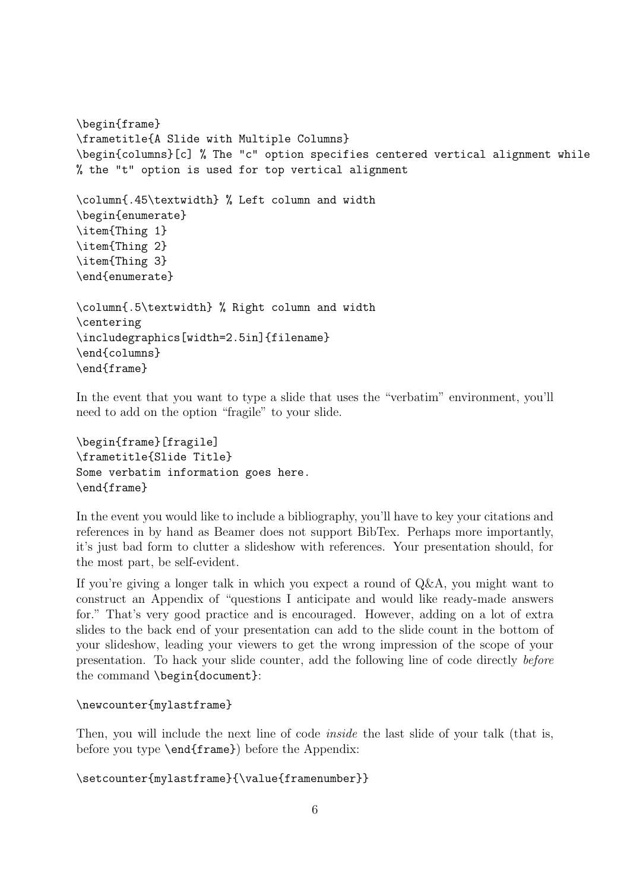```
\begin{frame}
\frametitle{A Slide with Multiple Columns}
\begin{columns}[c] % The "c" option specifies centered vertical alignment while
% the "t" option is used for top vertical alignment

\column{.45\textwidth} % Left column and width
\begin{enumerate}
\item{Thing 1}
\item{Thing 2}
\item{Thing 3}
\end{enumerate}

\column{.5\textwidth} % Right column and width
\centering
\includegraphics[width=2.5in]{filename}
\end{columns}
\end{frame}
```

In the event that you want to type a slide that uses the "verbatim" environment, you'll need to add on the option "fragile" to your slide.

```
\begin{frame}[fragile]
\frametitle{Slide Title}
Some verbatim information goes here.
\end{frame}
```

In the event you would like to include a bibliography, you'll have to key your citations and references in by hand as Beamer does not support BibTex. Perhaps more importantly, it's just bad form to clutter a slideshow with references. Your presentation should, for the most part, be self-evident.

If you're giving a longer talk in which you expect a round of Q&A, you might want to construct an Appendix of "questions I anticipate and would like ready-made answers for." That's very good practice and is encouraged. However, adding on a lot of extra slides to the back end of your presentation can add to the slide count in the bottom of your slideshow, leading your viewers to get the wrong impression of the scope of your presentation. To hack your slide counter, add the following line of code directly *before* the command `\begin{document}`:

```
\newcounter{mylastframe}
```

Then, you will include the next line of code *inside* the last slide of your talk (that is, before you type `\end{frame}`) before the Appendix:

```
\setcounter{mylastframe}{\value{framenumber}}
```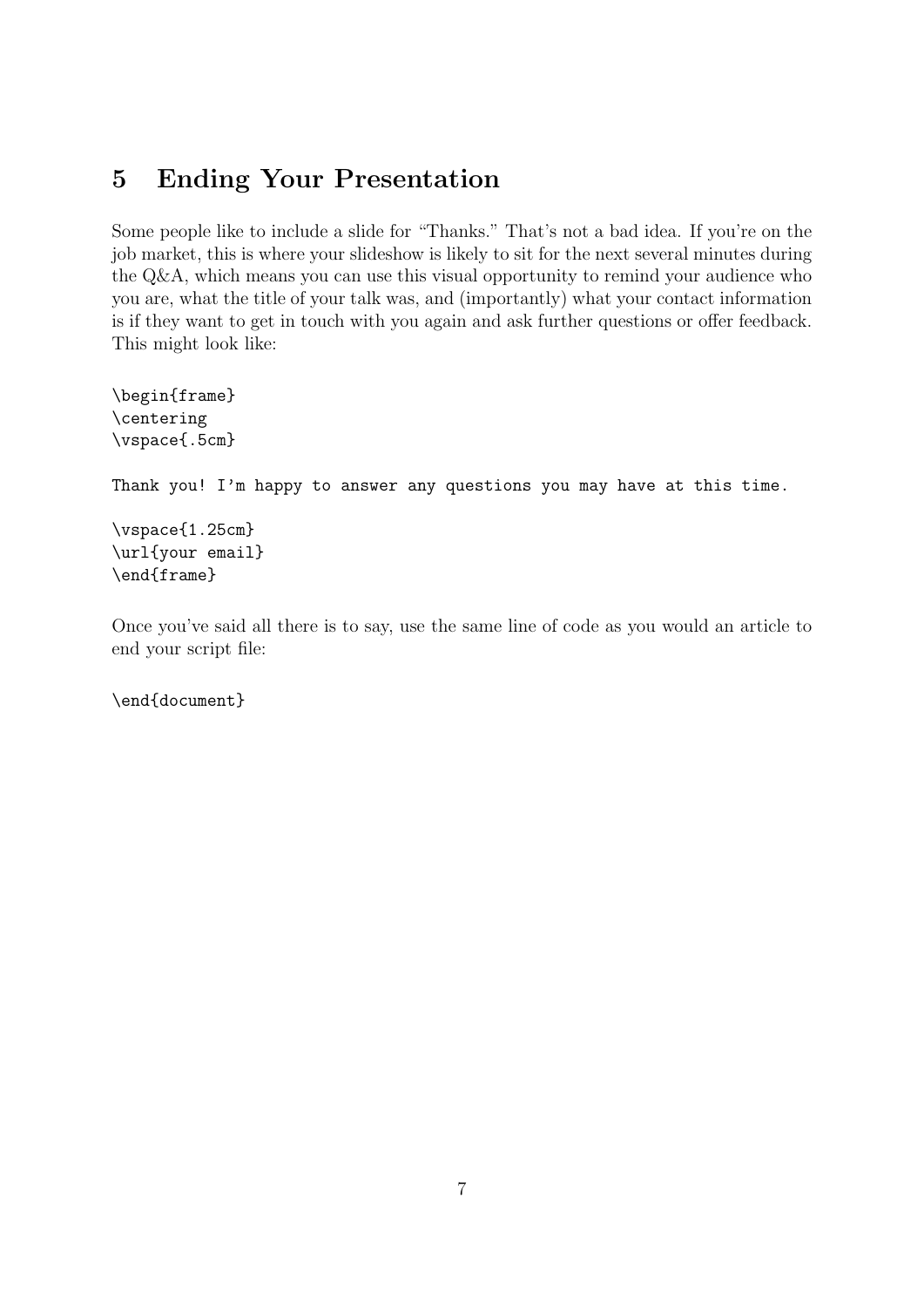## 5 Ending Your Presentation

Some people like to include a slide for "Thanks." That's not a bad idea. If you're on the job market, this is where your slideshow is likely to sit for the next several minutes during the Q&A, which means you can use this visual opportunity to remind your audience who you are, what the title of your talk was, and (importantly) what your contact information is if they want to get in touch with you again and ask further questions or offer feedback. This might look like:

```
\begin{frame}
\centering
\vspace{.5cm}

Thank you! I'm happy to answer any questions you may have at this time.

\vspace{1.25cm}
\url{your email}
\end{frame}
```

Once you've said all there is to say, use the same line of code as you would an article to end your script file:

```
\end{document}
```